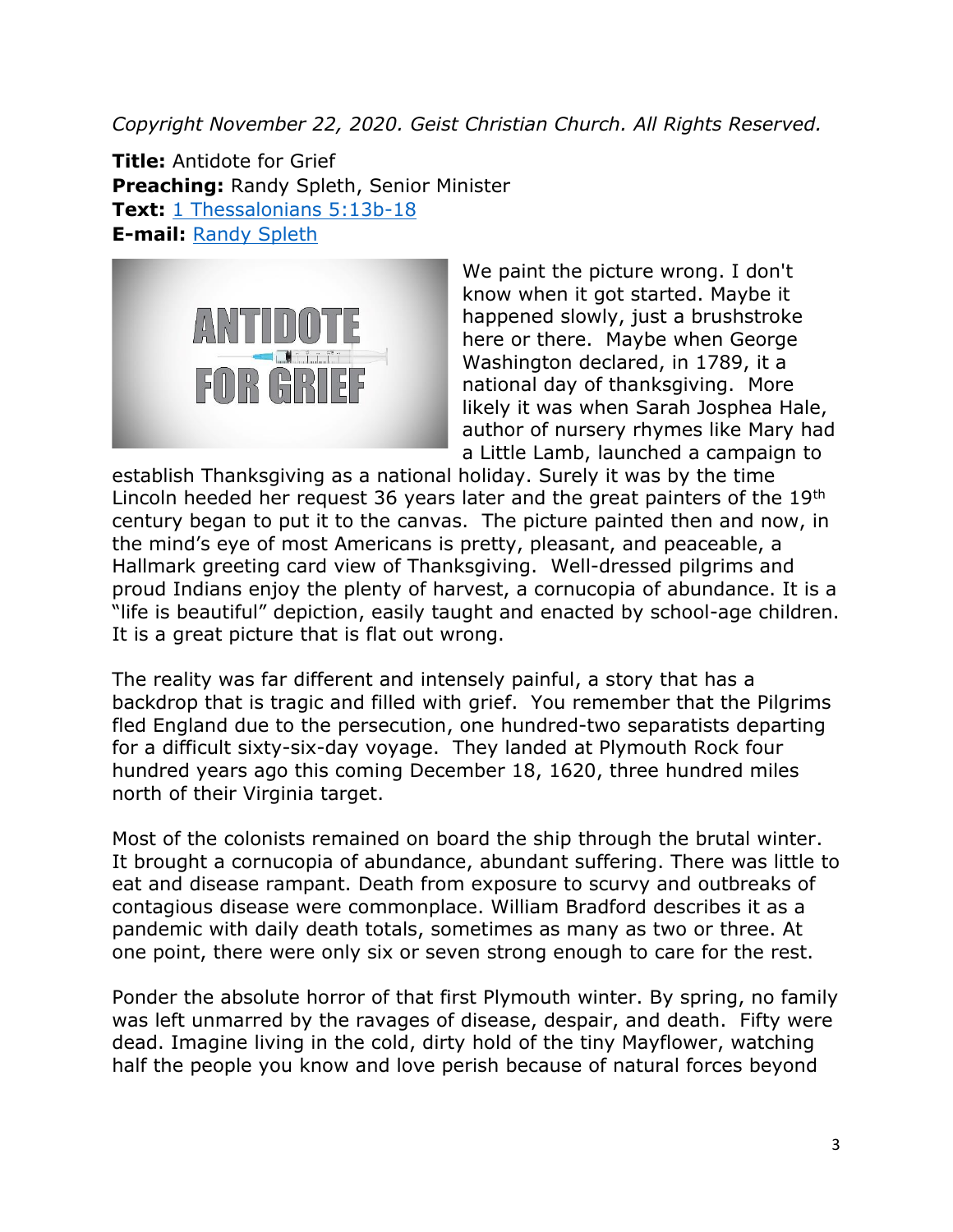*Copyright November 22, 2020. Geist Christian Church. All Rights Reserved.*

**Title:** Antidote for Grief
**Preaching:** Randy Spleth, Senior Minister
**Text:** [1 Thessalonians 5:13b-18]()
**E-mail:** [Randy Spleth]()

We paint the picture wrong. I don't know when it got started. Maybe it happened slowly, just a brushstroke here or there. Maybe when George Washington declared, in 1789, it a national day of thanksgiving. More likely it was when Sarah Josphea Hale, author of nursery rhymes like Mary had a Little Lamb, launched a campaign to establish Thanksgiving as a national holiday. Surely it was by the time Lincoln heeded her request 36 years later and the great painters of the 19th century began to put it to the canvas. The picture painted then and now, in the mind's eye of most Americans is pretty, pleasant, and peaceable, a Hallmark greeting card view of Thanksgiving. Well-dressed pilgrims and proud Indians enjoy the plenty of harvest, a cornucopia of abundance. It is a "life is beautiful" depiction, easily taught and enacted by school-age children. It is a great picture that is flat out wrong.

The reality was far different and intensely painful, a story that has a backdrop that is tragic and filled with grief. You remember that the Pilgrims fled England due to the persecution, one hundred-two separatists departing for a difficult sixty-six-day voyage. They landed at Plymouth Rock four hundred years ago this coming December 18, 1620, three hundred miles north of their Virginia target.

Most of the colonists remained on board the ship through the brutal winter. It brought a cornucopia of abundance, abundant suffering. There was little to eat and disease rampant. Death from exposure to scurvy and outbreaks of contagious disease were commonplace. William Bradford describes it as a pandemic with daily death totals, sometimes as many as two or three. At one point, there were only six or seven strong enough to care for the rest.

Ponder the absolute horror of that first Plymouth winter. By spring, no family was left unmarred by the ravages of disease, despair, and death. Fifty were dead. Imagine living in the cold, dirty hold of the tiny Mayflower, watching half the people you know and love perish because of natural forces beyond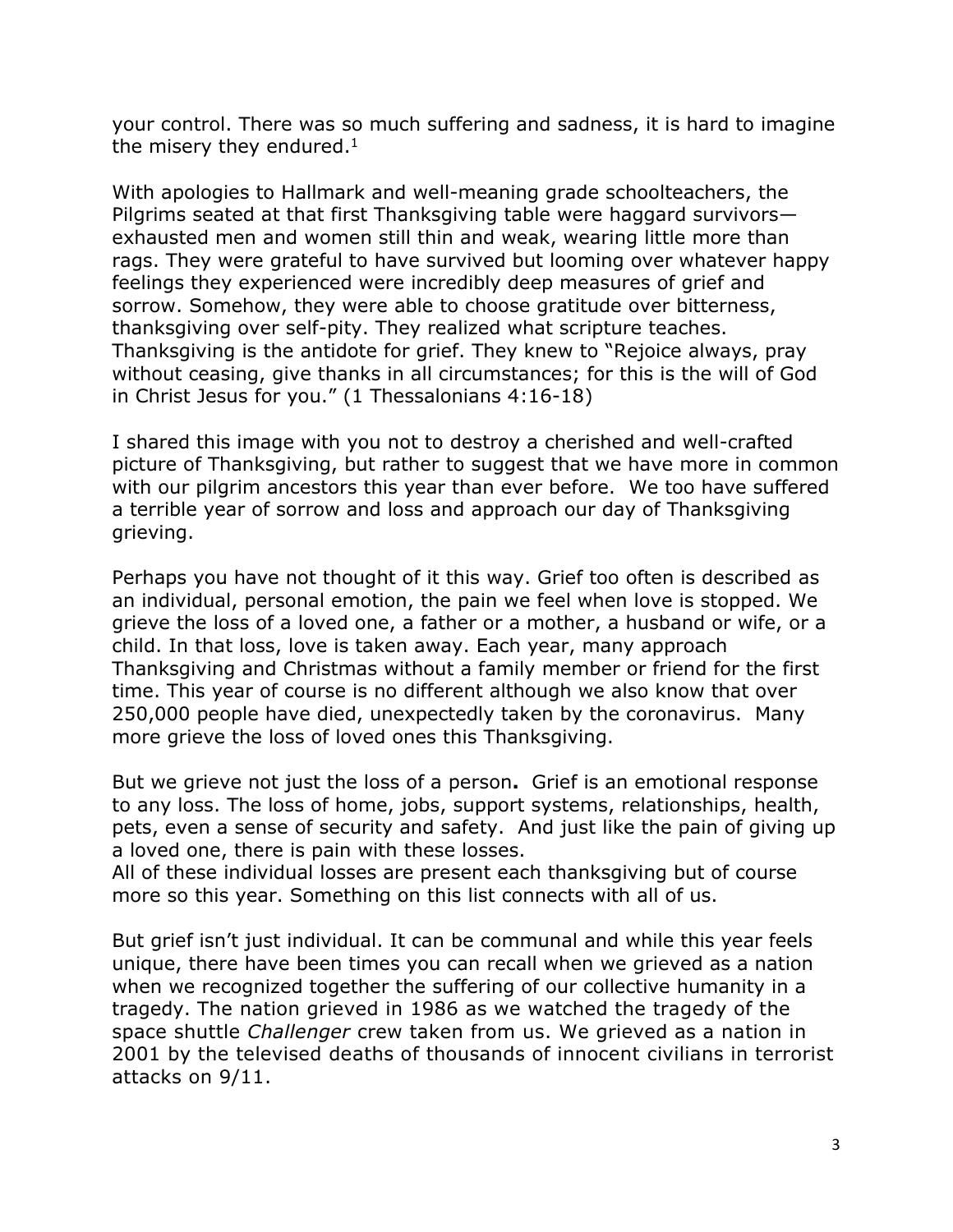your control. There was so much suffering and sadness, it is hard to imagine the misery they endured.[1]

With apologies to Hallmark and well-meaning grade schoolteachers, the Pilgrims seated at that first Thanksgiving table were haggard survivors—exhausted men and women still thin and weak, wearing little more than rags. They were grateful to have survived but looming over whatever happy feelings they experienced were incredibly deep measures of grief and sorrow. Somehow, they were able to choose gratitude over bitterness, thanksgiving over self-pity. They realized what scripture teaches. Thanksgiving is the antidote for grief. They knew to "Rejoice always, pray without ceasing, give thanks in all circumstances; for this is the will of God in Christ Jesus for you." (1 Thessalonians 4:16-18)

I shared this image with you not to destroy a cherished and well-crafted picture of Thanksgiving, but rather to suggest that we have more in common with our pilgrim ancestors this year than ever before. We too have suffered a terrible year of sorrow and loss and approach our day of Thanksgiving grieving.

Perhaps you have not thought of it this way. Grief too often is described as an individual, personal emotion, the pain we feel when love is stopped. We grieve the loss of a loved one, a father or a mother, a husband or wife, or a child. In that loss, love is taken away. Each year, many approach Thanksgiving and Christmas without a family member or friend for the first time. This year of course is no different although we also know that over 250,000 people have died, unexpectedly taken by the coronavirus. Many more grieve the loss of loved ones this Thanksgiving.

But we grieve not just the loss of a person**.** Grief is an emotional response to any loss. The loss of home, jobs, support systems, relationships, health, pets, even a sense of security and safety. And just like the pain of giving up a loved one, there is pain with these losses.
All of these individual losses are present each thanksgiving but of course more so this year. Something on this list connects with all of us.

But grief isn't just individual. It can be communal and while this year feels unique, there have been times you can recall when we grieved as a nation when we recognized together the suffering of our collective humanity in a tragedy. The nation grieved in 1986 as we watched the tragedy of the space shuttle *Challenger* crew taken from us. We grieved as a nation in 2001 by the televised deaths of thousands of innocent civilians in terrorist attacks on 9/11.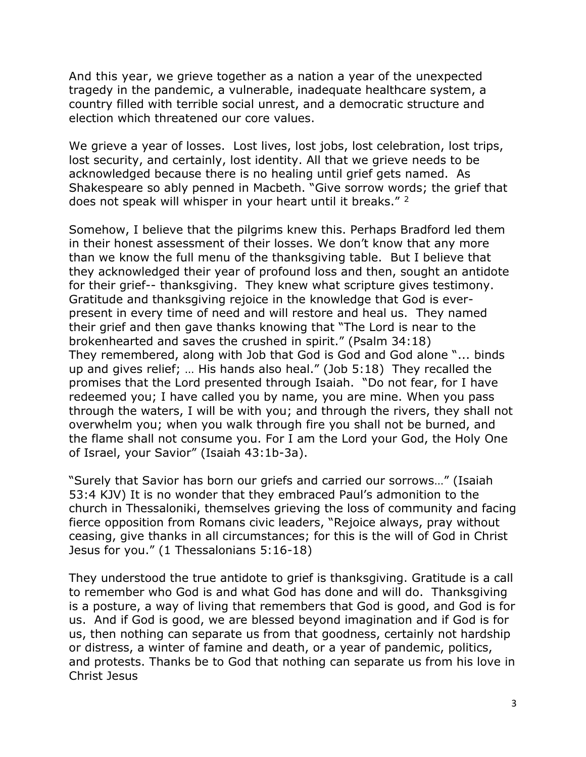And this year, we grieve together as a nation a year of the unexpected tragedy in the pandemic, a vulnerable, inadequate healthcare system, a country filled with terrible social unrest, and a democratic structure and election which threatened our core values.

We grieve a year of losses. Lost lives, lost jobs, lost celebration, lost trips, lost security, and certainly, lost identity. All that we grieve needs to be acknowledged because there is no healing until grief gets named. As Shakespeare so ably penned in Macbeth. "Give sorrow words; the grief that does not speak will whisper in your heart until it breaks." [2]

Somehow, I believe that the pilgrims knew this. Perhaps Bradford led them in their honest assessment of their losses. We don't know that any more than we know the full menu of the thanksgiving table. But I believe that they acknowledged their year of profound loss and then, sought an antidote for their grief-- thanksgiving. They knew what scripture gives testimony. Gratitude and thanksgiving rejoice in the knowledge that God is ever-present in every time of need and will restore and heal us. They named their grief and then gave thanks knowing that "The Lord is near to the brokenhearted and saves the crushed in spirit." (Psalm 34:18)
They remembered, along with Job that God is God and God alone "... binds up and gives relief; … His hands also heal." (Job 5:18) They recalled the promises that the Lord presented through Isaiah. "Do not fear, for I have redeemed you; I have called you by name, you are mine. When you pass through the waters, I will be with you; and through the rivers, they shall not overwhelm you; when you walk through fire you shall not be burned, and the flame shall not consume you. For I am the Lord your God, the Holy One of Israel, your Savior" (Isaiah 43:1b-3a).

"Surely that Savior has born our griefs and carried our sorrows…" (Isaiah 53:4 KJV) It is no wonder that they embraced Paul's admonition to the church in Thessaloniki, themselves grieving the loss of community and facing fierce opposition from Romans civic leaders, "Rejoice always, pray without ceasing, give thanks in all circumstances; for this is the will of God in Christ Jesus for you." (1 Thessalonians 5:16-18)

They understood the true antidote to grief is thanksgiving. Gratitude is a call to remember who God is and what God has done and will do. Thanksgiving is a posture, a way of living that remembers that God is good, and God is for us. And if God is good, we are blessed beyond imagination and if God is for us, then nothing can separate us from that goodness, certainly not hardship or distress, a winter of famine and death, or a year of pandemic, politics, and protests. Thanks be to God that nothing can separate us from his love in Christ Jesus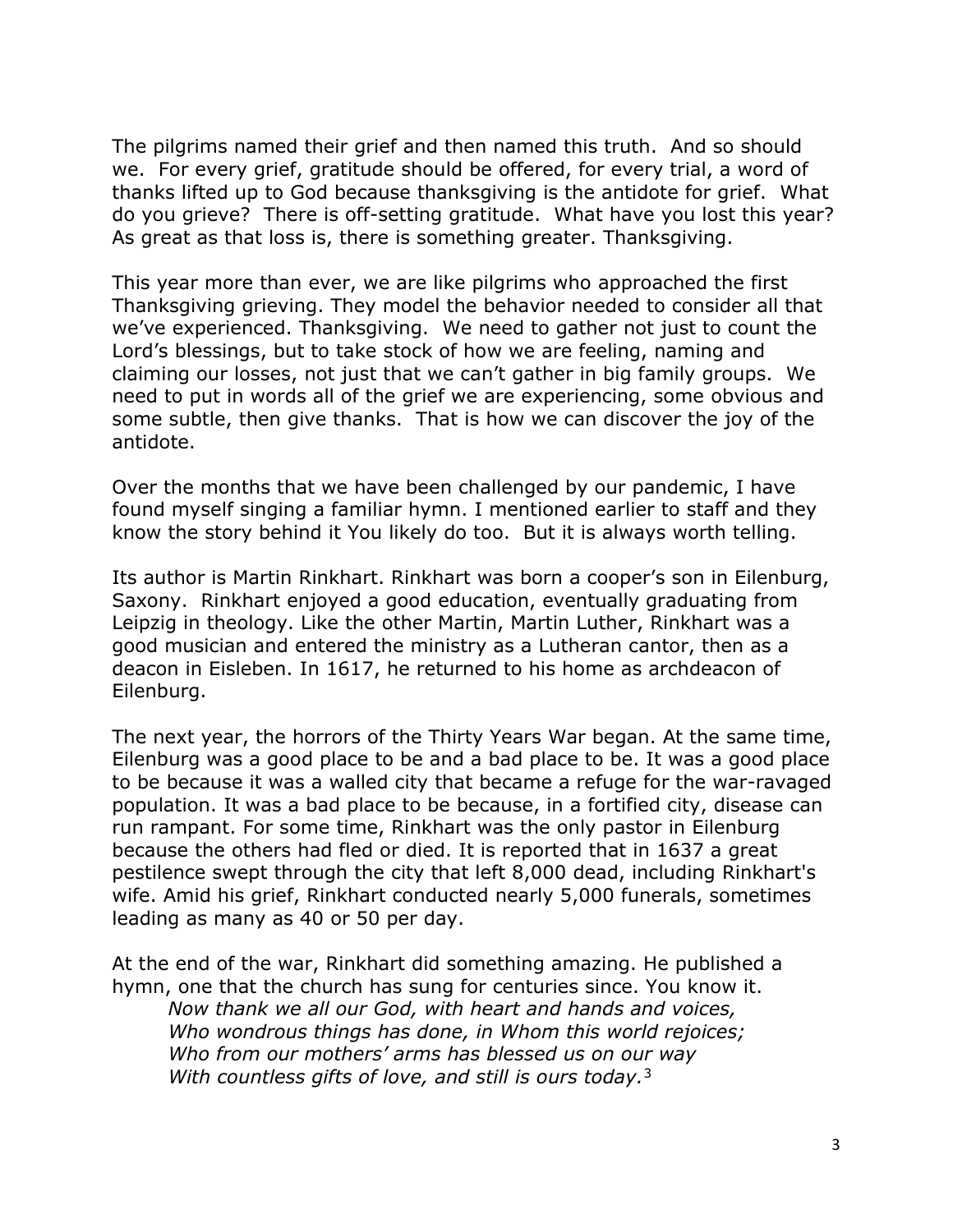The pilgrims named their grief and then named this truth. And so should we. For every grief, gratitude should be offered, for every trial, a word of thanks lifted up to God because thanksgiving is the antidote for grief. What do you grieve? There is off-setting gratitude. What have you lost this year? As great as that loss is, there is something greater. Thanksgiving.

This year more than ever, we are like pilgrims who approached the first Thanksgiving grieving. They model the behavior needed to consider all that we've experienced. Thanksgiving. We need to gather not just to count the Lord's blessings, but to take stock of how we are feeling, naming and claiming our losses, not just that we can't gather in big family groups. We need to put in words all of the grief we are experiencing, some obvious and some subtle, then give thanks. That is how we can discover the joy of the antidote.

Over the months that we have been challenged by our pandemic, I have found myself singing a familiar hymn. I mentioned earlier to staff and they know the story behind it You likely do too. But it is always worth telling.

Its author is Martin Rinkhart. Rinkhart was born a cooper's son in Eilenburg, Saxony. Rinkhart enjoyed a good education, eventually graduating from Leipzig in theology. Like the other Martin, Martin Luther, Rinkhart was a good musician and entered the ministry as a Lutheran cantor, then as a deacon in Eisleben. In 1617, he returned to his home as archdeacon of Eilenburg.

The next year, the horrors of the Thirty Years War began. At the same time, Eilenburg was a good place to be and a bad place to be. It was a good place to be because it was a walled city that became a refuge for the war-ravaged population. It was a bad place to be because, in a fortified city, disease can run rampant. For some time, Rinkhart was the only pastor in Eilenburg because the others had fled or died. It is reported that in 1637 a great pestilence swept through the city that left 8,000 dead, including Rinkhart's wife. Amid his grief, Rinkhart conducted nearly 5,000 funerals, sometimes leading as many as 40 or 50 per day.

At the end of the war, Rinkhart did something amazing. He published a hymn, one that the church has sung for centuries since. You know it.

> *Now thank we all our God, with heart and hands and voices,*
> *Who wondrous things has done, in Whom this world rejoices;*
> *Who from our mothers' arms has blessed us on our way*
> *With countless gifts of love, and still is ours today.*[3]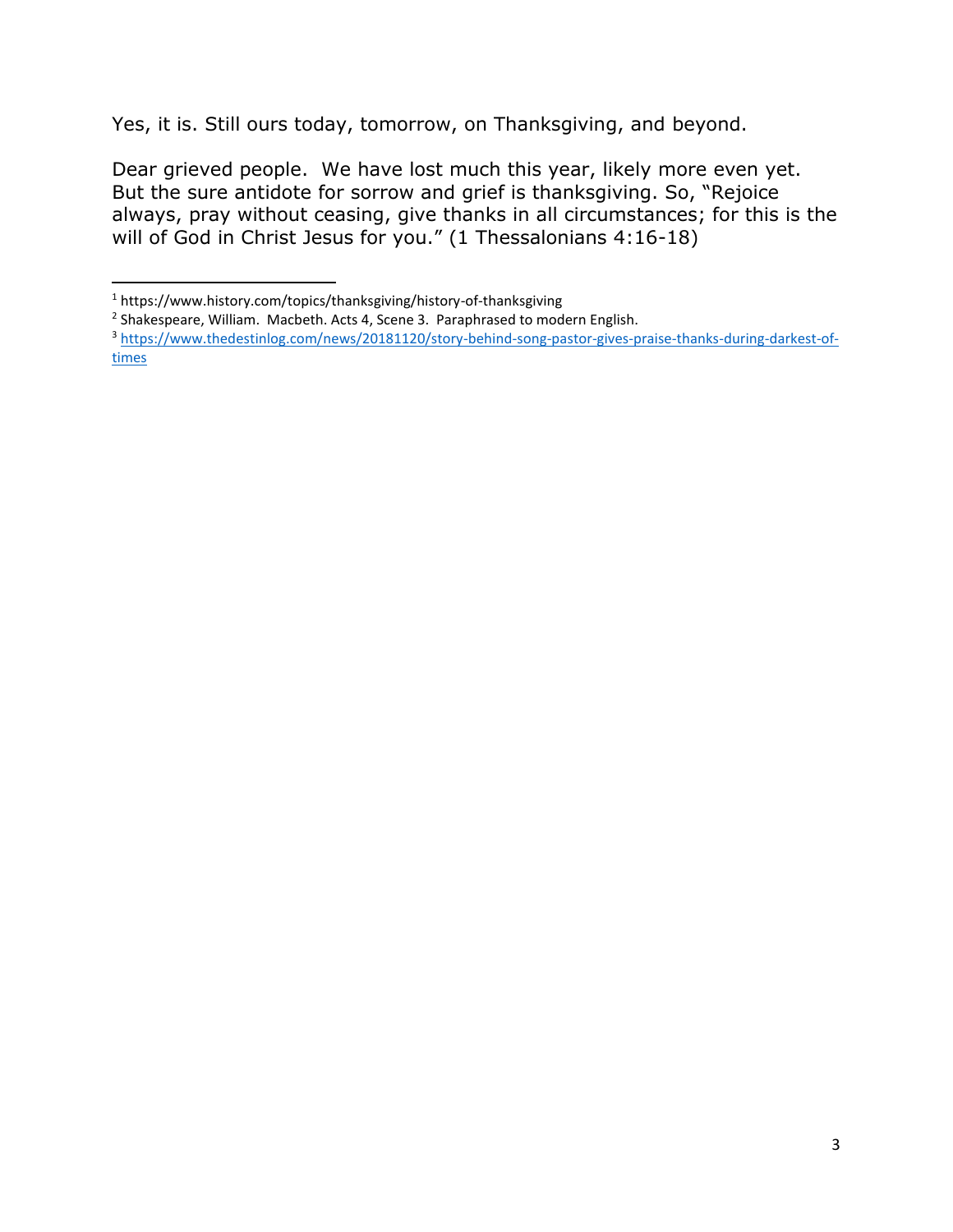Yes, it is. Still ours today, tomorrow, on Thanksgiving, and beyond.

Dear grieved people. We have lost much this year, likely more even yet. But the sure antidote for sorrow and grief is thanksgiving. So, "Rejoice always, pray without ceasing, give thanks in all circumstances; for this is the will of God in Christ Jesus for you." (1 Thessalonians 4:16-18)

---

[1] https://www.history.com/topics/thanksgiving/history-of-thanksgiving

[2] Shakespeare, William. Macbeth. Acts 4, Scene 3. Paraphrased to modern English.

[3] https://www.thedestinlog.com/news/20181120/story-behind-song-pastor-gives-praise-thanks-during-darkest-of-times